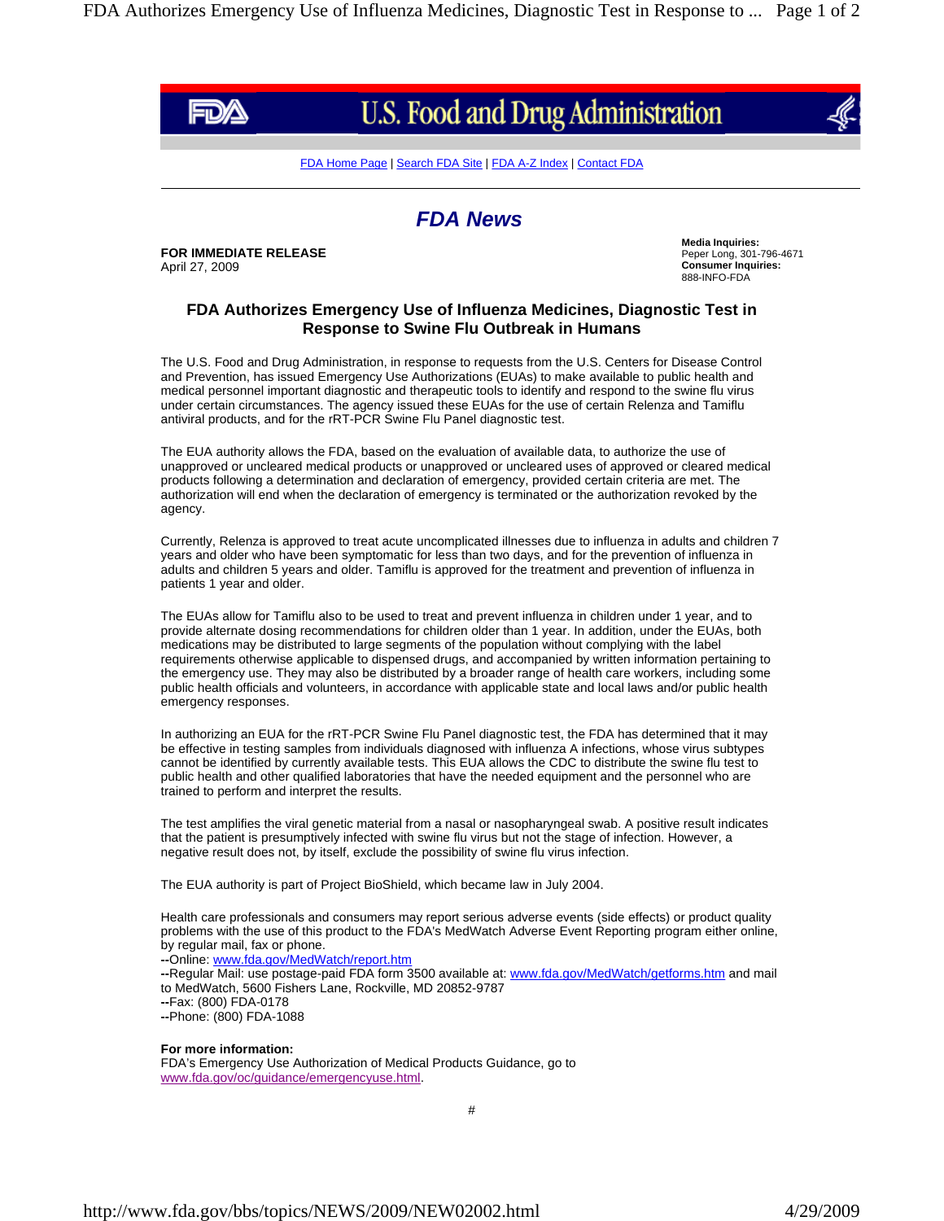U.S. Food and Drug Administration

FDA Home Page | Search FDA Site | FDA A-Z Index | Contact FDA

## *FDA News*

**FOR IMMEDIATE RELEASE**
April 27, 2009

**Media Inquiries:**
Peper Long, 301-796-4671
**Consumer Inquiries:**
888-INFO-FDA

# FDA Authorizes Emergency Use of Influenza Medicines, Diagnostic Test in Response to Swine Flu Outbreak in Humans

The U.S. Food and Drug Administration, in response to requests from the U.S. Centers for Disease Control and Prevention, has issued Emergency Use Authorizations (EUAs) to make available to public health and medical personnel important diagnostic and therapeutic tools to identify and respond to the swine flu virus under certain circumstances. The agency issued these EUAs for the use of certain Relenza and Tamiflu antiviral products, and for the rRT-PCR Swine Flu Panel diagnostic test.

The EUA authority allows the FDA, based on the evaluation of available data, to authorize the use of unapproved or uncleared medical products or unapproved or uncleared uses of approved or cleared medical products following a determination and declaration of emergency, provided certain criteria are met. The authorization will end when the declaration of emergency is terminated or the authorization revoked by the agency.

Currently, Relenza is approved to treat acute uncomplicated illnesses due to influenza in adults and children 7 years and older who have been symptomatic for less than two days, and for the prevention of influenza in adults and children 5 years and older. Tamiflu is approved for the treatment and prevention of influenza in patients 1 year and older.

The EUAs allow for Tamiflu also to be used to treat and prevent influenza in children under 1 year, and to provide alternate dosing recommendations for children older than 1 year. In addition, under the EUAs, both medications may be distributed to large segments of the population without complying with the label requirements otherwise applicable to dispensed drugs, and accompanied by written information pertaining to the emergency use. They may also be distributed by a broader range of health care workers, including some public health officials and volunteers, in accordance with applicable state and local laws and/or public health emergency responses.

In authorizing an EUA for the rRT-PCR Swine Flu Panel diagnostic test, the FDA has determined that it may be effective in testing samples from individuals diagnosed with influenza A infections, whose virus subtypes cannot be identified by currently available tests. This EUA allows the CDC to distribute the swine flu test to public health and other qualified laboratories that have the needed equipment and the personnel who are trained to perform and interpret the results.

The test amplifies the viral genetic material from a nasal or nasopharyngeal swab. A positive result indicates that the patient is presumptively infected with swine flu virus but not the stage of infection. However, a negative result does not, by itself, exclude the possibility of swine flu virus infection.

The EUA authority is part of Project BioShield, which became law in July 2004.

Health care professionals and consumers may report serious adverse events (side effects) or product quality problems with the use of this product to the FDA's MedWatch Adverse Event Reporting program either online, by regular mail, fax or phone.
**--**Online: www.fda.gov/MedWatch/report.htm
**--**Regular Mail: use postage-paid FDA form 3500 available at: www.fda.gov/MedWatch/getforms.htm and mail to MedWatch, 5600 Fishers Lane, Rockville, MD 20852-9787
**--**Fax: (800) FDA-0178
**--**Phone: (800) FDA-1088

**For more information:**
FDA's Emergency Use Authorization of Medical Products Guidance, go to www.fda.gov/oc/guidance/emergencyuse.html.

#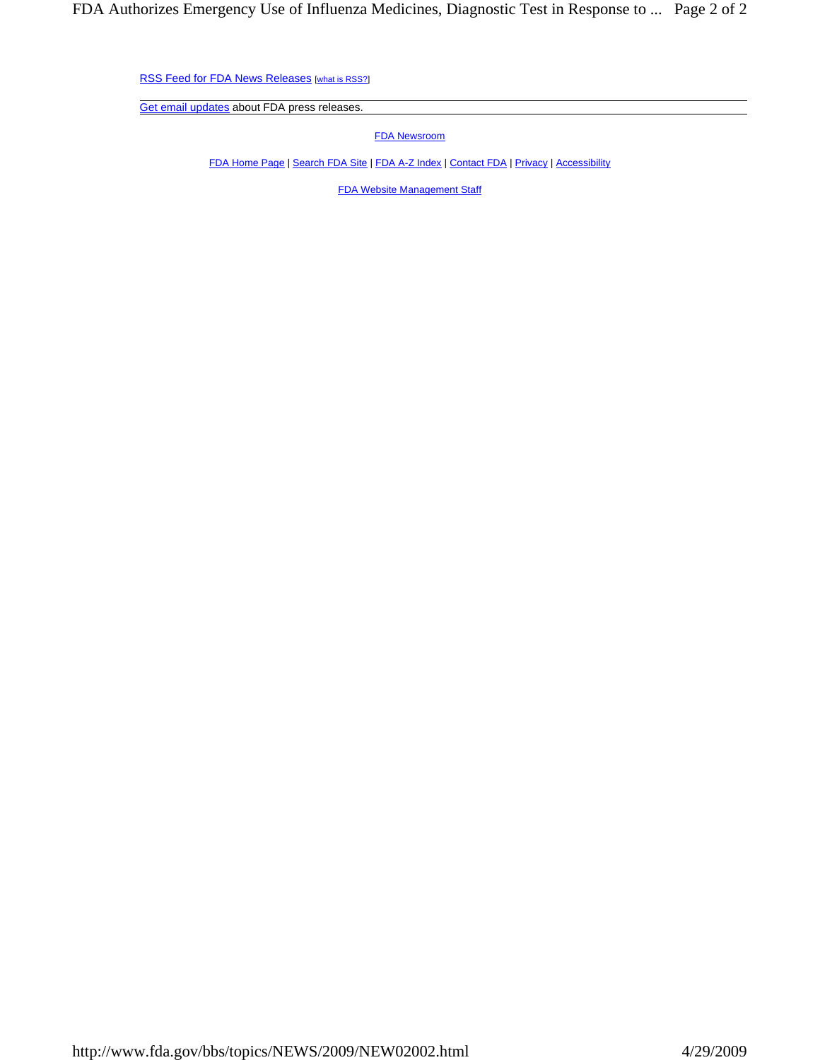RSS Feed for FDA News Releases [what is RSS?]

---

Get email updates about FDA press releases.

---

FDA Newsroom

FDA Home Page | Search FDA Site | FDA A-Z Index | Contact FDA | Privacy | Accessibility

FDA Website Management Staff